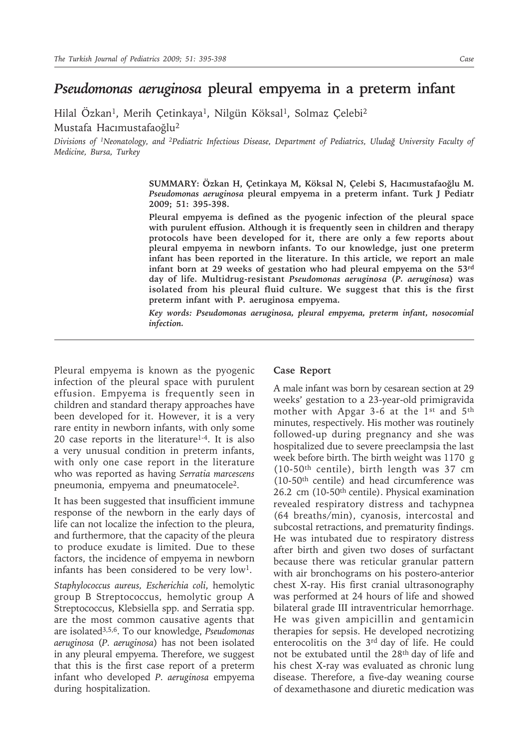# *Pseudomonas aeruginosa* pleural empyema in a preterm infant

Hilal Özkan[1], Merih Çetinkaya[1], Nilgün Köksal[1], Solmaz Çelebi[2]
Mustafa Hacımustafaoğlu[2]

*Divisions of [1]Neonatology, and [2]Pediatric Infectious Disease, Department of Pediatrics, Uludağ University Faculty of Medicine, Bursa, Turkey*

**SUMMARY: Özkan H, Çetinkaya M, Köksal N, Çelebi S, Hacımustafaoğlu M. *Pseudomonas aeruginosa* pleural empyema in a preterm infant. Turk J Pediatr 2009; 51: 395-398.**

**Pleural empyema is defined as the pyogenic infection of the pleural space with purulent effusion. Although it is frequently seen in children and therapy protocols have been developed for it, there are only a few reports about pleural empyema in newborn infants. To our knowledge, just one preterm infant has been reported in the literature. In this article, we report an male infant born at 29 weeks of gestation who had pleural empyema on the 53rd day of life. Multidrug-resistant *Pseudomonas aeruginosa* (*P. aeruginosa*) was isolated from his pleural fluid culture. We suggest that this is the first preterm infant with P. aeruginosa empyema.**

***Key words: Pseudomonas aeruginosa, pleural empyema, preterm infant, nosocomial infection.***

---

Pleural empyema is known as the pyogenic infection of the pleural space with purulent effusion. Empyema is frequently seen in children and standard therapy approaches have been developed for it. However, it is a very rare entity in newborn infants, with only some 20 case reports in the literature[1-4]. It is also a very unusual condition in preterm infants, with only one case report in the literature who was reported as having *Serratia marcescens* pneumonia, empyema and pneumatocele[2].

It has been suggested that insufficient immune response of the newborn in the early days of life can not localize the infection to the pleura, and furthermore, that the capacity of the pleura to produce exudate is limited. Due to these factors, the incidence of empyema in newborn infants has been considered to be very low[1].

*Staphylococcus aureus, Escherichia coli*, hemolytic group B Streptococcus, hemolytic group A Streptococcus, Klebsiella spp. and Serratia spp. are the most common causative agents that are isolated[3,5,6]. To our knowledge, *Pseudomonas aeruginosa* (*P. aeruginosa*) has not been isolated in any pleural empyema. Therefore, we suggest that this is the first case report of a preterm infant who developed *P. aeruginosa* empyema during hospitalization.

## Case Report

A male infant was born by cesarean section at 29 weeks' gestation to a 23-year-old primigravida mother with Apgar 3-6 at the 1st and 5th minutes, respectively. His mother was routinely followed-up during pregnancy and she was hospitalized due to severe preeclampsia the last week before birth. The birth weight was 1170 g (10-50th centile), birth length was 37 cm (10-50th centile) and head circumference was 26.2 cm (10-50th centile). Physical examination revealed respiratory distress and tachypnea (64 breaths/min), cyanosis, intercostal and subcostal retractions, and prematurity findings. He was intubated due to respiratory distress after birth and given two doses of surfactant because there was reticular granular pattern with air bronchograms on his postero-anterior chest X-ray. His first cranial ultrasonography was performed at 24 hours of life and showed bilateral grade III intraventricular hemorrhage. He was given ampicillin and gentamicin therapies for sepsis. He developed necrotizing enterocolitis on the 3rd day of life. He could not be extubated until the 28th day of life and his chest X-ray was evaluated as chronic lung disease. Therefore, a five-day weaning course of dexamethasone and diuretic medication was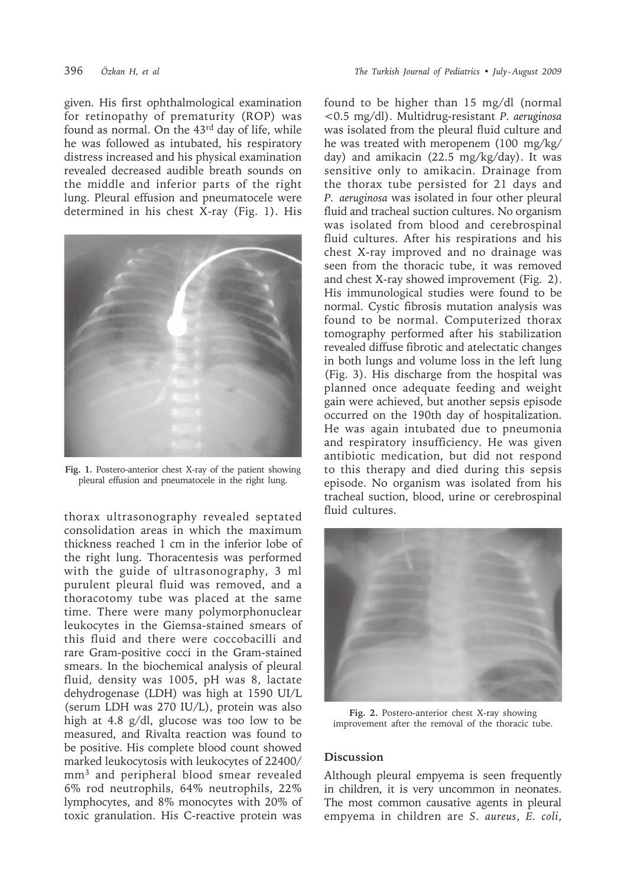given. His first ophthalmological examination for retinopathy of prematurity (ROP) was found as normal. On the 43[rd] day of life, while he was followed as intubated, his respiratory distress increased and his physical examination revealed decreased audible breath sounds on the middle and inferior parts of the right lung. Pleural effusion and pneumatocele were determined in his chest X-ray (Fig. 1). His thorax ultrasonography revealed septated consolidation areas in which the maximum thickness reached 1 cm in the inferior lobe of the right lung. Thoracentesis was performed with the guide of ultrasonography, 3 ml purulent pleural fluid was removed, and a thoracotomy tube was placed at the same time. There were many polymorphonuclear leukocytes in the Giemsa-stained smears of this fluid and there were coccobacilli and rare Gram-positive cocci in the Gram-stained smears. In the biochemical analysis of pleural fluid, density was 1005, pH was 8, lactate dehydrogenase (LDH) was high at 1590 UI/L (serum LDH was 270 IU/L), protein was also high at 4.8 g/dl, glucose was too low to be measured, and Rivalta reaction was found to be positive. His complete blood count showed marked leukocytosis with leukocytes of 22400/$mm^3$ and peripheral blood smear revealed 6% rod neutrophils, 64% neutrophils, 22% lymphocytes, and 8% monocytes with 20% of toxic granulation. His C-reactive protein was found to be higher than 15 mg/dl (normal <0.5 mg/dl). Multidrug-resistant *P. aeruginosa* was isolated from the pleural fluid culture and he was treated with meropenem (100 mg/kg/day) and amikacin (22.5 mg/kg/day). It was sensitive only to amikacin. Drainage from the thorax tube persisted for 21 days and *P. aeruginosa* was isolated in four other pleural fluid and tracheal suction cultures. No organism was isolated from blood and cerebrospinal fluid cultures. After his respirations and his chest X-ray improved and no drainage was seen from the thoracic tube, it was removed and chest X-ray showed improvement (Fig. 2). His immunological studies were found to be normal. Cystic fibrosis mutation analysis was found to be normal. Computerized thorax tomography performed after his stabilization revealed diffuse fibrotic and atelectatic changes in both lungs and volume loss in the left lung (Fig. 3). His discharge from the hospital was planned once adequate feeding and weight gain were achieved, but another sepsis episode occurred on the 190th day of hospitalization. He was again intubated due to pneumonia and respiratory insufficiency. He was given antibiotic medication, but did not respond to this therapy and died during this sepsis episode. No organism was isolated from his tracheal suction, blood, urine or cerebrospinal fluid cultures.

**Fig. 1.** Postero-anterior chest X-ray of the patient showing pleural effusion and pneumatocele in the right lung.

**Fig. 2.** Postero-anterior chest X-ray showing improvement after the removal of the thoracic tube.

## Discussion

Although pleural empyema is seen frequently in children, it is very uncommon in neonates. The most common causative agents in pleural empyema in children are *S. aureus*, *E. coli*,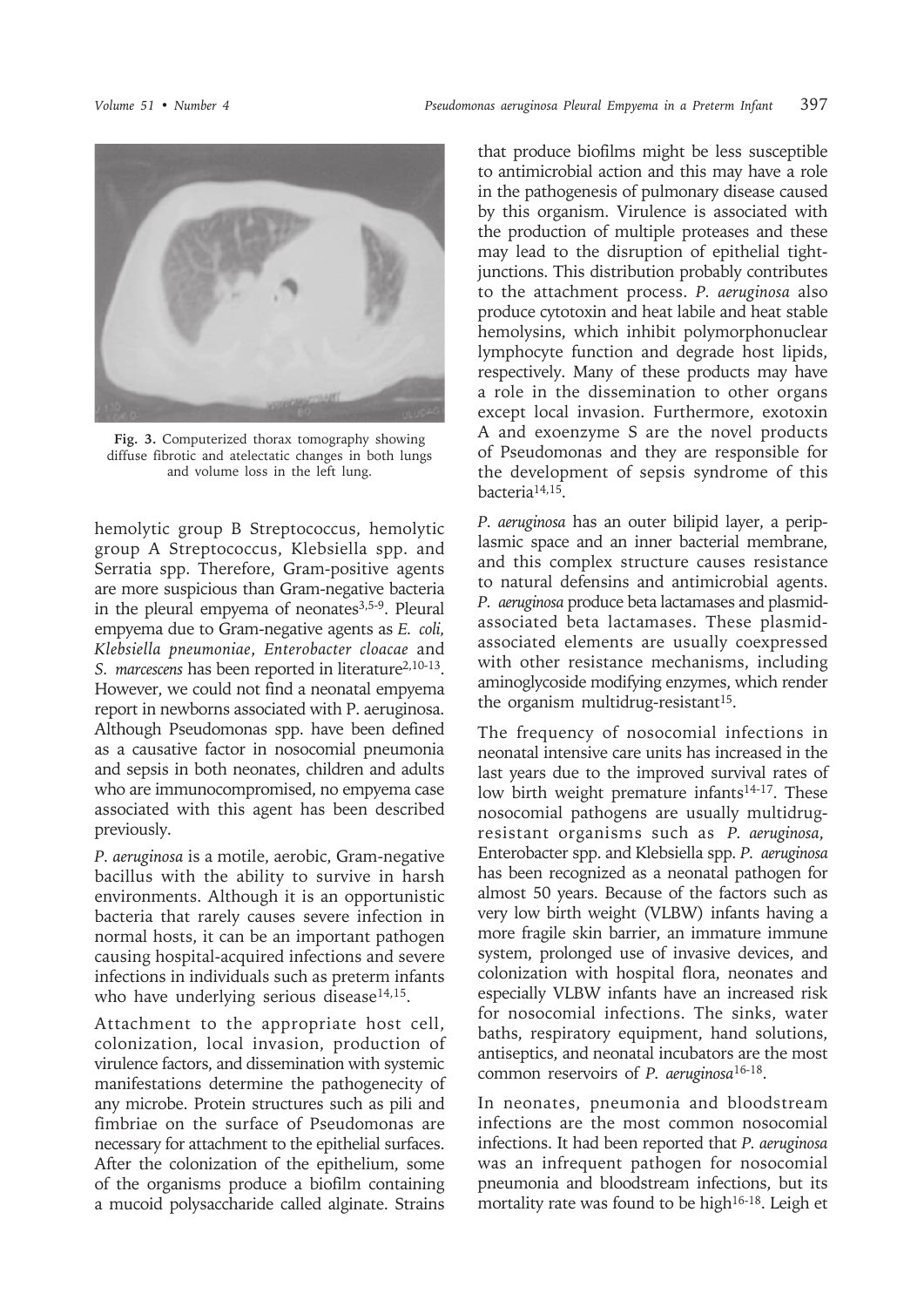Fig. 3. Computerized thorax tomography showing diffuse fibrotic and atelectatic changes in both lungs and volume loss in the left lung.

hemolytic group B Streptococcus, hemolytic group A Streptococcus, Klebsiella spp. and Serratia spp. Therefore, Gram-positive agents are more suspicious than Gram-negative bacteria in the pleural empyema of neonates[3,5-9]. Pleural empyema due to Gram-negative agents as *E. coli, Klebsiella pneumoniae*, *Enterobacter cloacae* and *S. marcescens* has been reported in literature[2,10-13]. However, we could not find a neonatal empyema report in newborns associated with P. aeruginosa. Although Pseudomonas spp. have been defined as a causative factor in nosocomial pneumonia and sepsis in both neonates, children and adults who are immunocompromised, no empyema case associated with this agent has been described previously.

*P. aeruginosa* is a motile, aerobic, Gram-negative bacillus with the ability to survive in harsh environments. Although it is an opportunistic bacteria that rarely causes severe infection in normal hosts, it can be an important pathogen causing hospital-acquired infections and severe infections in individuals such as preterm infants who have underlying serious disease[14,15].

Attachment to the appropriate host cell, colonization, local invasion, production of virulence factors, and dissemination with systemic manifestations determine the pathogenecity of any microbe. Protein structures such as pili and fimbriae on the surface of Pseudomonas are necessary for attachment to the epithelial surfaces. After the colonization of the epithelium, some of the organisms produce a biofilm containing a mucoid polysaccharide called alginate. Strains that produce biofilms might be less susceptible to antimicrobial action and this may have a role in the pathogenesis of pulmonary disease caused by this organism. Virulence is associated with the production of multiple proteases and these may lead to the disruption of epithelial tight-junctions. This distribution probably contributes to the attachment process. *P. aeruginosa* also produce cytotoxin and heat labile and heat stable hemolysins, which inhibit polymorphonuclear lymphocyte function and degrade host lipids, respectively. Many of these products may have a role in the dissemination to other organs except local invasion. Furthermore, exotoxin A and exoenzyme S are the novel products of Pseudomonas and they are responsible for the development of sepsis syndrome of this bacteria[14,15].

*P. aeruginosa* has an outer bilipid layer, a periplasmic space and an inner bacterial membrane, and this complex structure causes resistance to natural defensins and antimicrobial agents. *P. aeruginosa* produce beta lactamases and plasmid-associated beta lactamases. These plasmid-associated elements are usually coexpressed with other resistance mechanisms, including aminoglycoside modifying enzymes, which render the organism multidrug-resistant[15].

The frequency of nosocomial infections in neonatal intensive care units has increased in the last years due to the improved survival rates of low birth weight premature infants[14-17]. These nosocomial pathogens are usually multidrug-resistant organisms such as *P. aeruginosa*, Enterobacter spp. and Klebsiella spp. *P. aeruginosa* has been recognized as a neonatal pathogen for almost 50 years. Because of the factors such as very low birth weight (VLBW) infants having a more fragile skin barrier, an immature immune system, prolonged use of invasive devices, and colonization with hospital flora, neonates and especially VLBW infants have an increased risk for nosocomial infections. The sinks, water baths, respiratory equipment, hand solutions, antiseptics, and neonatal incubators are the most common reservoirs of *P. aeruginosa*[16-18].

In neonates, pneumonia and bloodstream infections are the most common nosocomial infections. It had been reported that *P. aeruginosa* was an infrequent pathogen for nosocomial pneumonia and bloodstream infections, but its mortality rate was found to be high[16-18]. Leigh et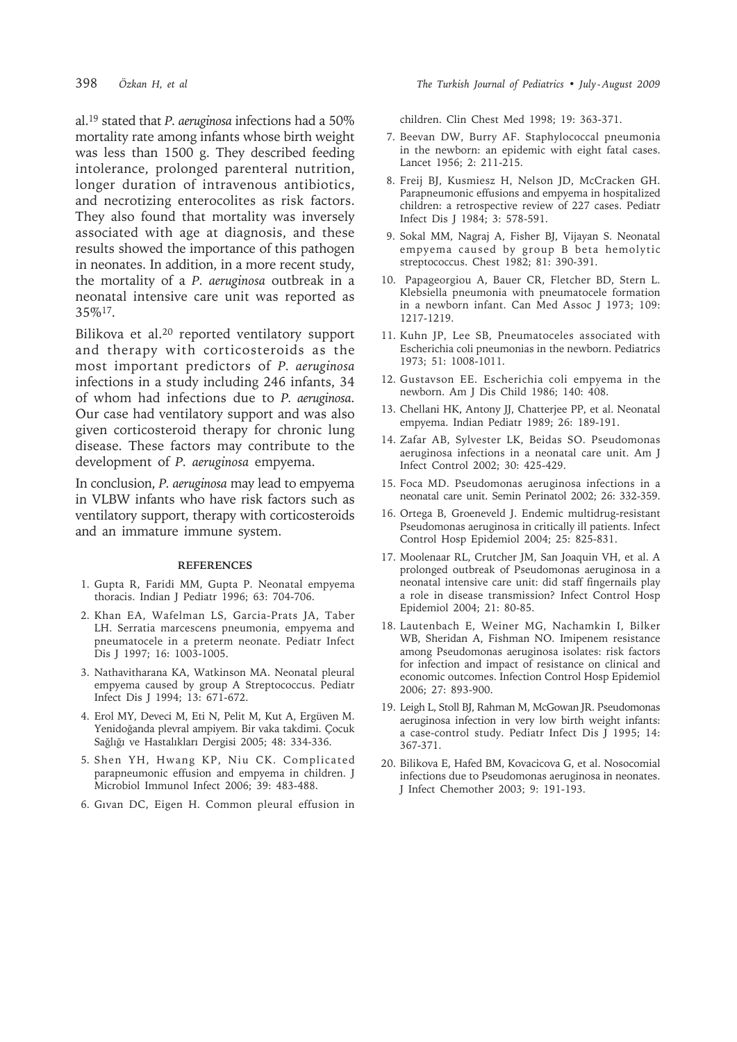al.[19] stated that *P. aeruginosa* infections had a 50% mortality rate among infants whose birth weight was less than 1500 g. They described feeding intolerance, prolonged parenteral nutrition, longer duration of intravenous antibiotics, and necrotizing enterocolites as risk factors. They also found that mortality was inversely associated with age at diagnosis, and these results showed the importance of this pathogen in neonates. In addition, in a more recent study, the mortality of a *P. aeruginosa* outbreak in a neonatal intensive care unit was reported as 35%[17].

Bilikova et al.[20] reported ventilatory support and therapy with corticosteroids as the most important predictors of *P. aeruginosa* infections in a study including 246 infants, 34 of whom had infections due to *P. aeruginosa*. Our case had ventilatory support and was also given corticosteroid therapy for chronic lung disease. These factors may contribute to the development of *P. aeruginosa* empyema.

In conclusion, *P. aeruginosa* may lead to empyema in VLBW infants who have risk factors such as ventilatory support, therapy with corticosteroids and an immature immune system.

## REFERENCES

1. Gupta R, Faridi MM, Gupta P. Neonatal empyema thoracis. Indian J Pediatr 1996; 63: 704-706.
2. Khan EA, Wafelman LS, Garcia-Prats JA, Taber LH. Serratia marcescens pneumonia, empyema and pneumatocele in a preterm neonate. Pediatr Infect Dis J 1997; 16: 1003-1005.
3. Nathavitharana KA, Watkinson MA. Neonatal pleural empyema caused by group A Streptococcus. Pediatr Infect Dis J 1994; 13: 671-672.
4. Erol MY, Deveci M, Eti N, Pelit M, Kut A, Ergüven M. Yenidoğanda plevral ampiyem. Bir vaka takdimi. Çocuk Sağlığı ve Hastalıkları Dergisi 2005; 48: 334-336.
5. Shen YH, Hwang KP, Niu CK. Complicated parapneumonic effusion and empyema in children. J Microbiol Immunol Infect 2006; 39: 483-488.
6. Gıvan DC, Eigen H. Common pleural effusion in children. Clin Chest Med 1998; 19: 363-371.
7. Beevan DW, Burry AF. Staphylococcal pneumonia in the newborn: an epidemic with eight fatal cases. Lancet 1956; 2: 211-215.
8. Freij BJ, Kusmiesz H, Nelson JD, McCracken GH. Parapneumonic effusions and empyema in hospitalized children: a retrospective review of 227 cases. Pediatr Infect Dis J 1984; 3: 578-591.
9. Sokal MM, Nagraj A, Fisher BJ, Vijayan S. Neonatal empyema caused by group B beta hemolytic streptococcus. Chest 1982; 81: 390-391.
10. Papageorgiou A, Bauer CR, Fletcher BD, Stern L. Klebsiella pneumonia with pneumatocele formation in a newborn infant. Can Med Assoc J 1973; 109: 1217-1219.
11. Kuhn JP, Lee SB, Pneumatoceles associated with Escherichia coli pneumonias in the newborn. Pediatrics 1973; 51: 1008-1011.
12. Gustavson EE. Escherichia coli empyema in the newborn. Am J Dis Child 1986; 140: 408.
13. Chellani HK, Antony JJ, Chatterjee PP, et al. Neonatal empyema. Indian Pediatr 1989; 26: 189-191.
14. Zafar AB, Sylvester LK, Beidas SO. Pseudomonas aeruginosa infections in a neonatal care unit. Am J Infect Control 2002; 30: 425-429.
15. Foca MD. Pseudomonas aeruginosa infections in a neonatal care unit. Semin Perinatol 2002; 26: 332-359.
16. Ortega B, Groeneveld J. Endemic multidrug-resistant Pseudomonas aeruginosa in critically ill patients. Infect Control Hosp Epidemiol 2004; 25: 825-831.
17. Moolenaar RL, Crutcher JM, San Joaquin VH, et al. A prolonged outbreak of Pseudomonas aeruginosa in a neonatal intensive care unit: did staff fingernails play a role in disease transmission? Infect Control Hosp Epidemiol 2004; 21: 80-85.
18. Lautenbach E, Weiner MG, Nachamkin I, Bilker WB, Sheridan A, Fishman NO. Imipenem resistance among Pseudomonas aeruginosa isolates: risk factors for infection and impact of resistance on clinical and economic outcomes. Infection Control Hosp Epidemiol 2006; 27: 893-900.
19. Leigh L, Stoll BJ, Rahman M, McGowan JR. Pseudomonas aeruginosa infection in very low birth weight infants: a case-control study. Pediatr Infect Dis J 1995; 14: 367-371.
20. Bilikova E, Hafed BM, Kovacicova G, et al. Nosocomial infections due to Pseudomonas aeruginosa in neonates. J Infect Chemother 2003; 9: 191-193.